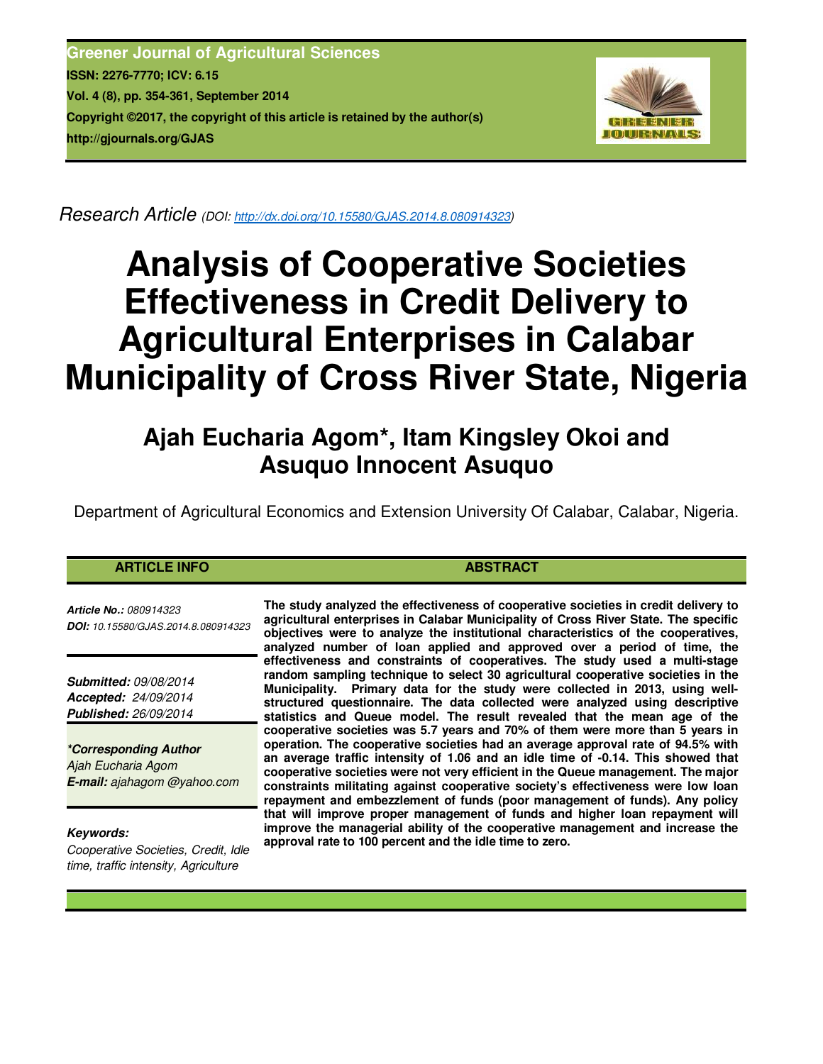**Greener Journal of Agricultural Sciences**
**ISSN: 2276-7770; ICV: 6.15**
**Vol. 4 (8), pp. 354-361, September 2014**
**Copyright ©2017, the copyright of this article is retained by the author(s)**
**http://gjournals.org/GJAS**

*Research Article (DOI: http://dx.doi.org/10.15580/GJAS.2014.8.080914323)*

# Analysis of Cooperative Societies Effectiveness in Credit Delivery to Agricultural Enterprises in Calabar Municipality of Cross River State, Nigeria

## Ajah Eucharia Agom*, Itam Kingsley Okoi and Asuquo Innocent Asuquo

Department of Agricultural Economics and Extension University Of Calabar, Calabar, Nigeria.

### ARTICLE INFO

*Article No.: 080914323*
***DOI:*** *10.15580/GJAS.2014.8.080914323*

***Submitted:*** *09/08/2014*
***Accepted:*** *24/09/2014*
***Published:*** *26/09/2014*

***\*Corresponding Author***
*Ajah Eucharia Agom*
***E-mail:*** *ajahagom @yahoo.com*

***Keywords:***
*Cooperative Societies, Credit, Idle time, traffic intensity, Agriculture*

### ABSTRACT

**The study analyzed the effectiveness of cooperative societies in credit delivery to agricultural enterprises in Calabar Municipality of Cross River State. The specific objectives were to analyze the institutional characteristics of the cooperatives, analyzed number of loan applied and approved over a period of time, the effectiveness and constraints of cooperatives. The study used a multi-stage random sampling technique to select 30 agricultural cooperative societies in the Municipality. Primary data for the study were collected in 2013, using well-structured questionnaire. The data collected were analyzed using descriptive statistics and Queue model. The result revealed that the mean age of the cooperative societies was 5.7 years and 70% of them were more than 5 years in operation. The cooperative societies had an average approval rate of 94.5% with an average traffic intensity of 1.06 and an idle time of -0.14. This showed that cooperative societies were not very efficient in the Queue management. The major constraints militating against cooperative society's effectiveness were low loan repayment and embezzlement of funds (poor management of funds). Any policy that will improve proper management of funds and higher loan repayment will improve the managerial ability of the cooperative management and increase the approval rate to 100 percent and the idle time to zero.**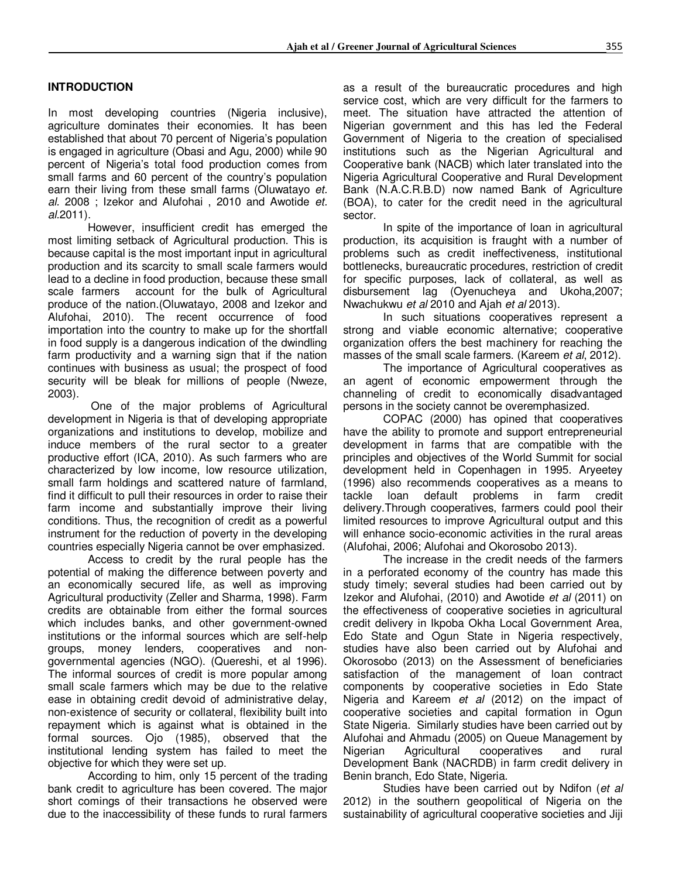## INTRODUCTION

In most developing countries (Nigeria inclusive), agriculture dominates their economies. It has been established that about 70 percent of Nigeria's population is engaged in agriculture (Obasi and Agu, 2000) while 90 percent of Nigeria's total food production comes from small farms and 60 percent of the country's population earn their living from these small farms (Oluwatayo *et. al.* 2008 ; Izekor and Alufohai , 2010 and Awotide *et. al.*2011).

However, insufficient credit has emerged the most limiting setback of Agricultural production. This is because capital is the most important input in agricultural production and its scarcity to small scale farmers would lead to a decline in food production, because these small scale farmers account for the bulk of Agricultural produce of the nation.(Oluwatayo, 2008 and Izekor and Alufohai, 2010). The recent occurrence of food importation into the country to make up for the shortfall in food supply is a dangerous indication of the dwindling farm productivity and a warning sign that if the nation continues with business as usual; the prospect of food security will be bleak for millions of people (Nweze, 2003).

One of the major problems of Agricultural development in Nigeria is that of developing appropriate organizations and institutions to develop, mobilize and induce members of the rural sector to a greater productive effort (ICA, 2010). As such farmers who are characterized by low income, low resource utilization, small farm holdings and scattered nature of farmland, find it difficult to pull their resources in order to raise their farm income and substantially improve their living conditions. Thus, the recognition of credit as a powerful instrument for the reduction of poverty in the developing countries especially Nigeria cannot be over emphasized.

Access to credit by the rural people has the potential of making the difference between poverty and an economically secured life, as well as improving Agricultural productivity (Zeller and Sharma, 1998). Farm credits are obtainable from either the formal sources which includes banks, and other government-owned institutions or the informal sources which are self-help groups, money lenders, cooperatives and non-governmental agencies (NGO). (Quereshi, et al 1996). The informal sources of credit is more popular among small scale farmers which may be due to the relative ease in obtaining credit devoid of administrative delay, non-existence of security or collateral, flexibility built into repayment which is against what is obtained in the formal sources. Ojo (1985), observed that the institutional lending system has failed to meet the objective for which they were set up.

According to him, only 15 percent of the trading bank credit to agriculture has been covered. The major short comings of their transactions he observed were due to the inaccessibility of these funds to rural farmers as a result of the bureaucratic procedures and high service cost, which are very difficult for the farmers to meet. The situation have attracted the attention of Nigerian government and this has led the Federal Government of Nigeria to the creation of specialised institutions such as the Nigerian Agricultural and Cooperative bank (NACB) which later translated into the Nigeria Agricultural Cooperative and Rural Development Bank (N.A.C.R.B.D) now named Bank of Agriculture (BOA), to cater for the credit need in the agricultural sector.

In spite of the importance of loan in agricultural production, its acquisition is fraught with a number of problems such as credit ineffectiveness, institutional bottlenecks, bureaucratic procedures, restriction of credit for specific purposes, lack of collateral, as well as disbursement lag (Oyenucheya and Ukoha,2007; Nwachukwu *et al* 2010 and Ajah *et al* 2013).

In such situations cooperatives represent a strong and viable economic alternative; cooperative organization offers the best machinery for reaching the masses of the small scale farmers. (Kareem *et al*, 2012).

The importance of Agricultural cooperatives as an agent of economic empowerment through the channeling of credit to economically disadvantaged persons in the society cannot be overemphasized.

COPAC (2000) has opined that cooperatives have the ability to promote and support entrepreneurial development in farms that are compatible with the principles and objectives of the World Summit for social development held in Copenhagen in 1995. Aryeetey (1996) also recommends cooperatives as a means to tackle loan default problems in farm credit delivery.Through cooperatives, farmers could pool their limited resources to improve Agricultural output and this will enhance socio-economic activities in the rural areas (Alufohai, 2006; Alufohai and Okorosobo 2013).

The increase in the credit needs of the farmers in a perforated economy of the country has made this study timely; several studies had been carried out by Izekor and Alufohai, (2010) and Awotide *et al* (2011) on the effectiveness of cooperative societies in agricultural credit delivery in Ikpoba Okha Local Government Area, Edo State and Ogun State in Nigeria respectively, studies have also been carried out by Alufohai and Okorosobo (2013) on the Assessment of beneficiaries satisfaction of the management of loan contract components by cooperative societies in Edo State Nigeria and Kareem *et al* (2012) on the impact of cooperative societies and capital formation in Ogun State Nigeria. Similarly studies have been carried out by Alufohai and Ahmadu (2005) on Queue Management by Nigerian Agricultural cooperatives and rural Development Bank (NACRDB) in farm credit delivery in Benin branch, Edo State, Nigeria.

Studies have been carried out by Ndifon (*et al* 2012) in the southern geopolitical of Nigeria on the sustainability of agricultural cooperative societies and Jiji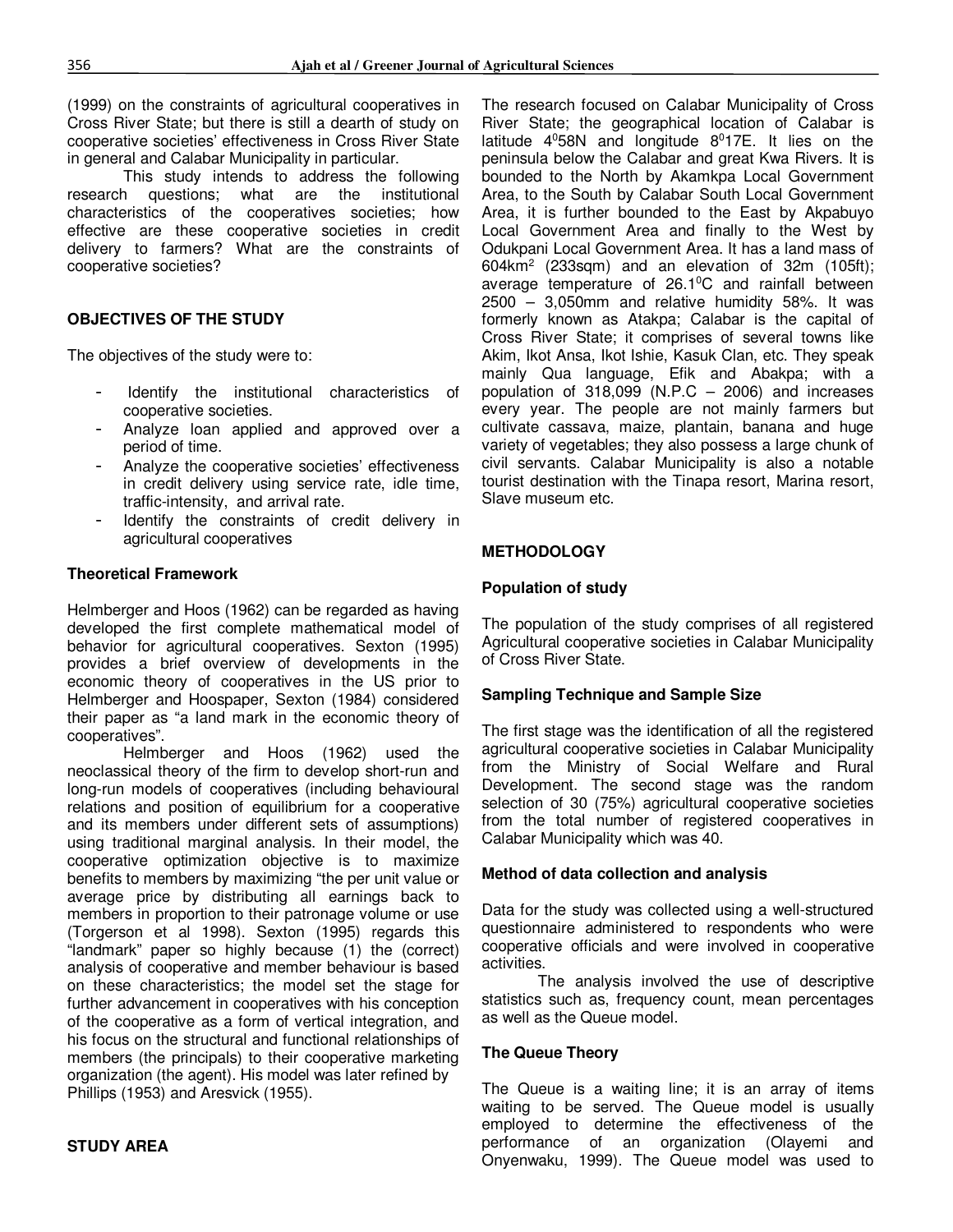(1999) on the constraints of agricultural cooperatives in Cross River State; but there is still a dearth of study on cooperative societies' effectiveness in Cross River State in general and Calabar Municipality in particular.

This study intends to address the following research questions; what are the institutional characteristics of the cooperatives societies; how effective are these cooperative societies in credit delivery to farmers? What are the constraints of cooperative societies?

## OBJECTIVES OF THE STUDY

The objectives of the study were to:

- Identify the institutional characteristics of cooperative societies.
- Analyze loan applied and approved over a period of time.
- Analyze the cooperative societies' effectiveness in credit delivery using service rate, idle time, traffic-intensity, and arrival rate.
- Identify the constraints of credit delivery in agricultural cooperatives

### Theoretical Framework

Helmberger and Hoos (1962) can be regarded as having developed the first complete mathematical model of behavior for agricultural cooperatives. Sexton (1995) provides a brief overview of developments in the economic theory of cooperatives in the US prior to Helmberger and Hoospaper, Sexton (1984) considered their paper as "a land mark in the economic theory of cooperatives".

Helmberger and Hoos (1962) used the neoclassical theory of the firm to develop short-run and long-run models of cooperatives (including behavioural relations and position of equilibrium for a cooperative and its members under different sets of assumptions) using traditional marginal analysis. In their model, the cooperative optimization objective is to maximize benefits to members by maximizing "the per unit value or average price by distributing all earnings back to members in proportion to their patronage volume or use (Torgerson et al 1998). Sexton (1995) regards this "landmark" paper so highly because (1) the (correct) analysis of cooperative and member behaviour is based on these characteristics; the model set the stage for further advancement in cooperatives with his conception of the cooperative as a form of vertical integration, and his focus on the structural and functional relationships of members (the principals) to their cooperative marketing organization (the agent). His model was later refined by Phillips (1953) and Aresvick (1955).

## STUDY AREA

The research focused on Calabar Municipality of Cross River State; the geographical location of Calabar is latitude $4^{0}58$N and longitude $8^{0}17$E. It lies on the peninsula below the Calabar and great Kwa Rivers. It is bounded to the North by Akamkpa Local Government Area, to the South by Calabar South Local Government Area, it is further bounded to the East by Akpabuyo Local Government Area and finally to the West by Odukpani Local Government Area. It has a land mass of 604km$^2$ (233sqm) and an elevation of 32m (105ft); average temperature of 26.1$^{0}$C and rainfall between 2500 – 3,050mm and relative humidity 58%. It was formerly known as Atakpa; Calabar is the capital of Cross River State; it comprises of several towns like Akim, Ikot Ansa, Ikot Ishie, Kasuk Clan, etc. They speak mainly Qua language, Efik and Abakpa; with a population of 318,099 (N.P.C – 2006) and increases every year. The people are not mainly farmers but cultivate cassava, maize, plantain, banana and huge variety of vegetables; they also possess a large chunk of civil servants. Calabar Municipality is also a notable tourist destination with the Tinapa resort, Marina resort, Slave museum etc.

## METHODOLOGY

### Population of study

The population of the study comprises of all registered Agricultural cooperative societies in Calabar Municipality of Cross River State.

### Sampling Technique and Sample Size

The first stage was the identification of all the registered agricultural cooperative societies in Calabar Municipality from the Ministry of Social Welfare and Rural Development. The second stage was the random selection of 30 (75%) agricultural cooperative societies from the total number of registered cooperatives in Calabar Municipality which was 40.

### Method of data collection and analysis

Data for the study was collected using a well-structured questionnaire administered to respondents who were cooperative officials and were involved in cooperative activities.

The analysis involved the use of descriptive statistics such as, frequency count, mean percentages as well as the Queue model.

### The Queue Theory

The Queue is a waiting line; it is an array of items waiting to be served. The Queue model is usually employed to determine the effectiveness of the performance of an organization (Olayemi and Onyenwaku, 1999). The Queue model was used to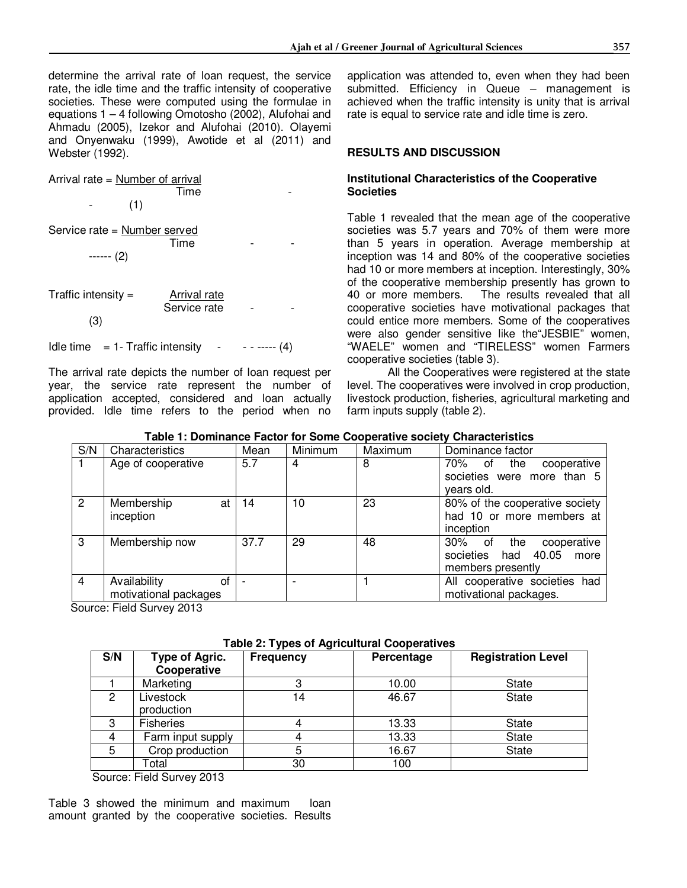determine the arrival rate of loan request, the service rate, the idle time and the traffic intensity of cooperative societies. These were computed using the formulae in equations 1 – 4 following Omotosho (2002), Alufohai and Ahmadu (2005), Izekor and Alufohai (2010). Olayemi and Onyenwaku (1999), Awotide et al (2011) and Webster (1992).

$$\text{Arrival rate} = \frac{\text{Number of arrival}}{\text{Time}} \quad \text{------} \quad (1)$$

$$\text{Service rate} = \frac{\text{Number served}}{\text{Time}} \quad \text{------} \quad (2)$$

$$\text{Traffic intensity} = \frac{\text{Arrival rate}}{\text{Service rate}} \quad \text{------} \quad (3)$$

$$\text{Idle time} = 1 - \text{Traffic intensity} \quad \text{------} \quad (4)$$

The arrival rate depicts the number of loan request per year, the service rate represent the number of application accepted, considered and loan actually provided. Idle time refers to the period when no application was attended to, even when they had been submitted. Efficiency in Queue – management is achieved when the traffic intensity is unity that is arrival rate is equal to service rate and idle time is zero.

## RESULTS AND DISCUSSION

### Institutional Characteristics of the Cooperative Societies

Table 1 revealed that the mean age of the cooperative societies was 5.7 years and 70% of them were more than 5 years in operation. Average membership at inception was 14 and 80% of the cooperative societies had 10 or more members at inception. Interestingly, 30% of the cooperative membership presently has grown to 40 or more members. The results revealed that all cooperative societies have motivational packages that could entice more members. Some of the cooperatives were also gender sensitive like the"JESBIE" women, "WAELE" women and "TIRELESS" women Farmers cooperative societies (table 3).

All the Cooperatives were registered at the state level. The cooperatives were involved in crop production, livestock production, fisheries, agricultural marketing and farm inputs supply (table 2).

**Table 1: Dominance Factor for Some Cooperative society Characteristics**

| S/N | Characteristics | Mean | Minimum | Maximum | Dominance factor |
|---|---|---|---|---|---|
| 1 | Age of cooperative | 5.7 | 4 | 8 | 70% of the cooperative societies were more than 5 years old. |
| 2 | Membership at inception | 14 | 10 | 23 | 80% of the cooperative society had 10 or more members at inception |
| 3 | Membership now | 37.7 | 29 | 48 | 30% of the cooperative societies had 40.05 more members presently |
| 4 | Availability of motivational packages | - | - | 1 | All cooperative societies had motivational packages. |

Source: Field Survey 2013

**Table 2: Types of Agricultural Cooperatives**

| S/N | Type of Agric. Cooperative | Frequency | Percentage | Registration Level |
|---|---|---|---|---|
| 1 | Marketing | 3 | 10.00 | State |
| 2 | Livestock production | 14 | 46.67 | State |
| 3 | Fisheries | 4 | 13.33 | State |
| 4 | Farm input supply | 4 | 13.33 | State |
| 5 | Crop production | 5 | 16.67 | State |
| | Total | 30 | 100 | |

Source: Field Survey 2013

Table 3 showed the minimum and maximum loan amount granted by the cooperative societies. Results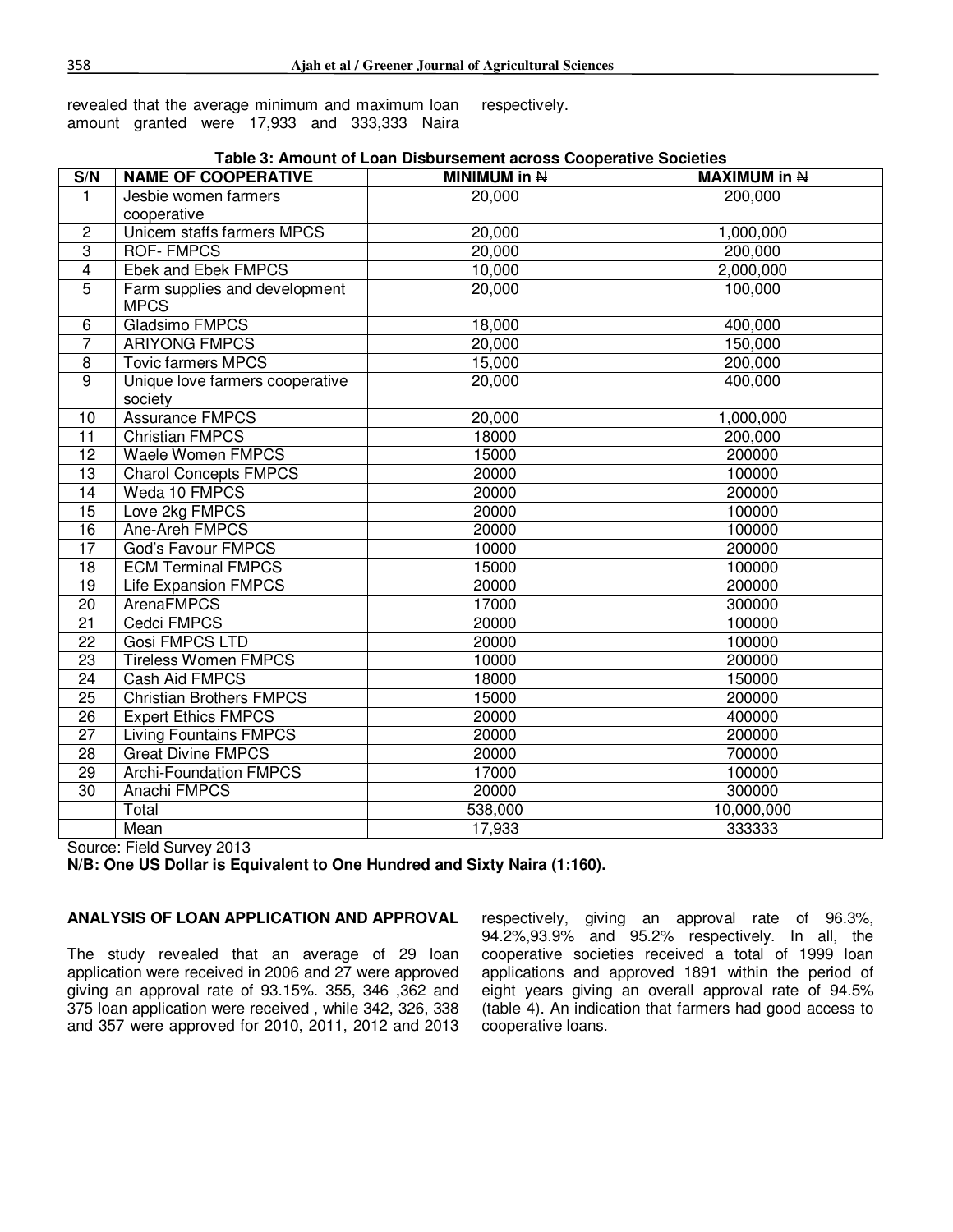revealed that the average minimum and maximum loan amount granted were 17,933 and 333,333 Naira respectively.

**Table 3: Amount of Loan Disbursement across Cooperative Societies**

| S/N | NAME OF COOPERATIVE | MINIMUM in ₦ | MAXIMUM in ₦ |
|---|---|---|---|
| 1 | Jesbie women farmers cooperative | 20,000 | 200,000 |
| 2 | Unicem staffs farmers MPCS | 20,000 | 1,000,000 |
| 3 | ROF- FMPCS | 20,000 | 200,000 |
| 4 | Ebek and Ebek FMPCS | 10,000 | 2,000,000 |
| 5 | Farm supplies and development MPCS | 20,000 | 100,000 |
| 6 | Gladsimo FMPCS | 18,000 | 400,000 |
| 7 | ARIYONG FMPCS | 20,000 | 150,000 |
| 8 | Tovic farmers MPCS | 15,000 | 200,000 |
| 9 | Unique love farmers cooperative society | 20,000 | 400,000 |
| 10 | Assurance FMPCS | 20,000 | 1,000,000 |
| 11 | Christian FMPCS | 18000 | 200,000 |
| 12 | Waele Women FMPCS | 15000 | 200000 |
| 13 | Charol Concepts FMPCS | 20000 | 100000 |
| 14 | Weda 10 FMPCS | 20000 | 200000 |
| 15 | Love 2kg FMPCS | 20000 | 100000 |
| 16 | Ane-Areh FMPCS | 20000 | 100000 |
| 17 | God's Favour FMPCS | 10000 | 200000 |
| 18 | ECM Terminal FMPCS | 15000 | 100000 |
| 19 | Life Expansion FMPCS | 20000 | 200000 |
| 20 | ArenaFMPCS | 17000 | 300000 |
| 21 | Cedci FMPCS | 20000 | 100000 |
| 22 | Gosi FMPCS LTD | 20000 | 100000 |
| 23 | Tireless Women FMPCS | 10000 | 200000 |
| 24 | Cash Aid FMPCS | 18000 | 150000 |
| 25 | Christian Brothers FMPCS | 15000 | 200000 |
| 26 | Expert Ethics FMPCS | 20000 | 400000 |
| 27 | Living Fountains FMPCS | 20000 | 200000 |
| 28 | Great Divine FMPCS | 20000 | 700000 |
| 29 | Archi-Foundation FMPCS | 17000 | 100000 |
| 30 | Anachi FMPCS | 20000 | 300000 |
| | Total | 538,000 | 10,000,000 |
| | Mean | 17,933 | 333333 |

Source: Field Survey 2013

**N/B: One US Dollar is Equivalent to One Hundred and Sixty Naira (1:160).**

## ANALYSIS OF LOAN APPLICATION AND APPROVAL

The study revealed that an average of 29 loan application were received in 2006 and 27 were approved giving an approval rate of 93.15%. 355, 346 ,362 and 375 loan application were received , while 342, 326, 338 and 357 were approved for 2010, 2011, 2012 and 2013 respectively, giving an approval rate of 96.3%, 94.2%,93.9% and 95.2% respectively. In all, the cooperative societies received a total of 1999 loan applications and approved 1891 within the period of eight years giving an overall approval rate of 94.5% (table 4). An indication that farmers had good access to cooperative loans.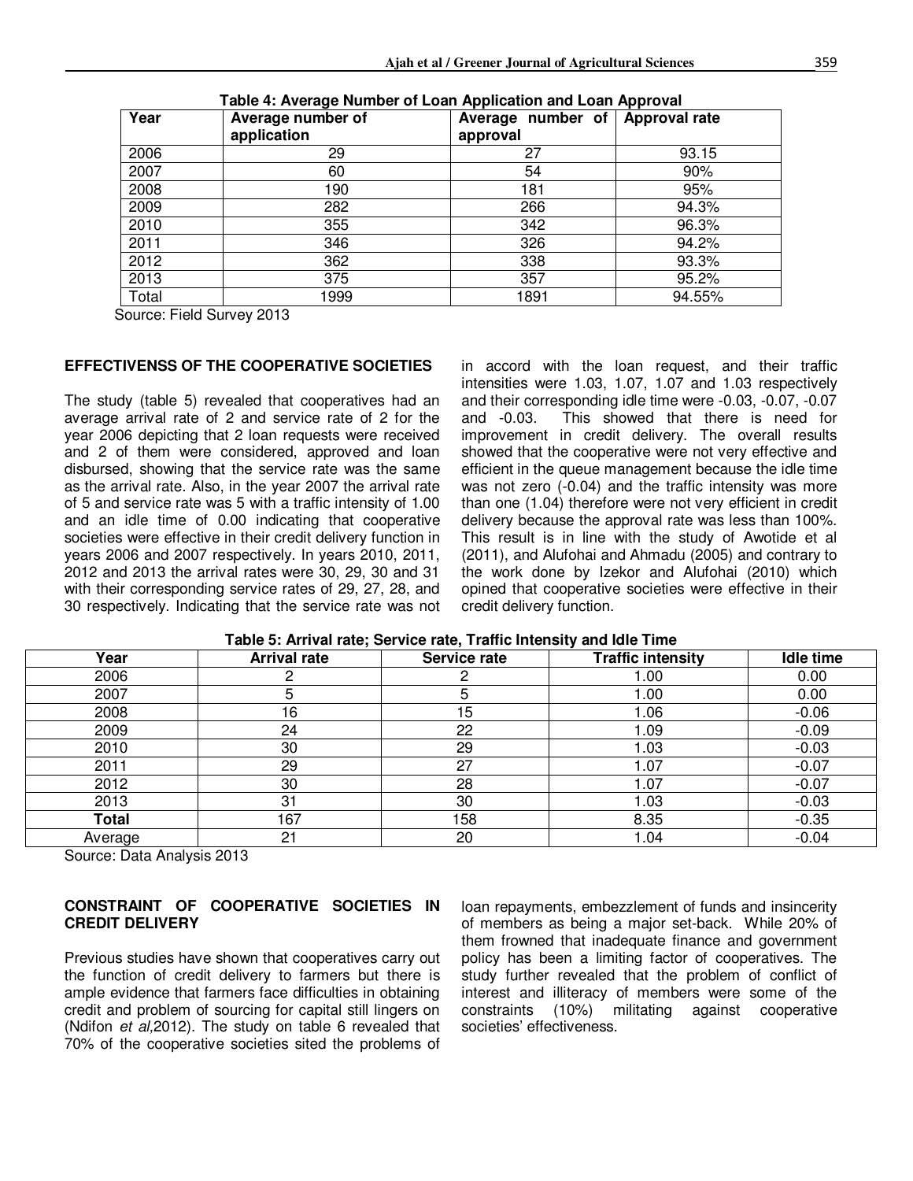**Table 4: Average Number of Loan Application and Loan Approval**

| Year | Average number of application | Average number of approval | Approval rate |
|---|---|---|---|
| 2006 | 29 | 27 | 93.15 |
| 2007 | 60 | 54 | 90% |
| 2008 | 190 | 181 | 95% |
| 2009 | 282 | 266 | 94.3% |
| 2010 | 355 | 342 | 96.3% |
| 2011 | 346 | 326 | 94.2% |
| 2012 | 362 | 338 | 93.3% |
| 2013 | 375 | 357 | 95.2% |
| Total | 1999 | 1891 | 94.55% |

Source: Field Survey 2013

## EFFECTIVENSS OF THE COOPERATIVE SOCIETIES

The study (table 5) revealed that cooperatives had an average arrival rate of 2 and service rate of 2 for the year 2006 depicting that 2 loan requests were received and 2 of them were considered, approved and loan disbursed, showing that the service rate was the same as the arrival rate. Also, in the year 2007 the arrival rate of 5 and service rate was 5 with a traffic intensity of 1.00 and an idle time of 0.00 indicating that cooperative societies were effective in their credit delivery function in years 2006 and 2007 respectively. In years 2010, 2011, 2012 and 2013 the arrival rates were 30, 29, 30 and 31 with their corresponding service rates of 29, 27, 28, and 30 respectively. Indicating that the service rate was not in accord with the loan request, and their traffic intensities were 1.03, 1.07, 1.07 and 1.03 respectively and their corresponding idle time were -0.03, -0.07, -0.07 and -0.03. This showed that there is need for improvement in credit delivery. The overall results showed that the cooperative were not very effective and efficient in the queue management because the idle time was not zero (-0.04) and the traffic intensity was more than one (1.04) therefore were not very efficient in credit delivery because the approval rate was less than 100%. This result is in line with the study of Awotide et al (2011), and Alufohai and Ahmadu (2005) and contrary to the work done by Izekor and Alufohai (2010) which opined that cooperative societies were effective in their credit delivery function.

**Table 5: Arrival rate; Service rate, Traffic Intensity and Idle Time**

| Year | Arrival rate | Service rate | Traffic intensity | Idle time |
|---|---|---|---|---|
| 2006 | 2 | 2 | 1.00 | 0.00 |
| 2007 | 5 | 5 | 1.00 | 0.00 |
| 2008 | 16 | 15 | 1.06 | -0.06 |
| 2009 | 24 | 22 | 1.09 | -0.09 |
| 2010 | 30 | 29 | 1.03 | -0.03 |
| 2011 | 29 | 27 | 1.07 | -0.07 |
| 2012 | 30 | 28 | 1.07 | -0.07 |
| 2013 | 31 | 30 | 1.03 | -0.03 |
| **Total** | 167 | 158 | 8.35 | -0.35 |
| Average | 21 | 20 | 1.04 | -0.04 |

Source: Data Analysis 2013

## CONSTRAINT OF COOPERATIVE SOCIETIES IN CREDIT DELIVERY

Previous studies have shown that cooperatives carry out the function of credit delivery to farmers but there is ample evidence that farmers face difficulties in obtaining credit and problem of sourcing for capital still lingers on (Ndifon *et al,*2012). The study on table 6 revealed that 70% of the cooperative societies sited the problems of loan repayments, embezzlement of funds and insincerity of members as being a major set-back. While 20% of them frowned that inadequate finance and government policy has been a limiting factor of cooperatives. The study further revealed that the problem of conflict of interest and illiteracy of members were some of the constraints (10%) militating against cooperative societies' effectiveness.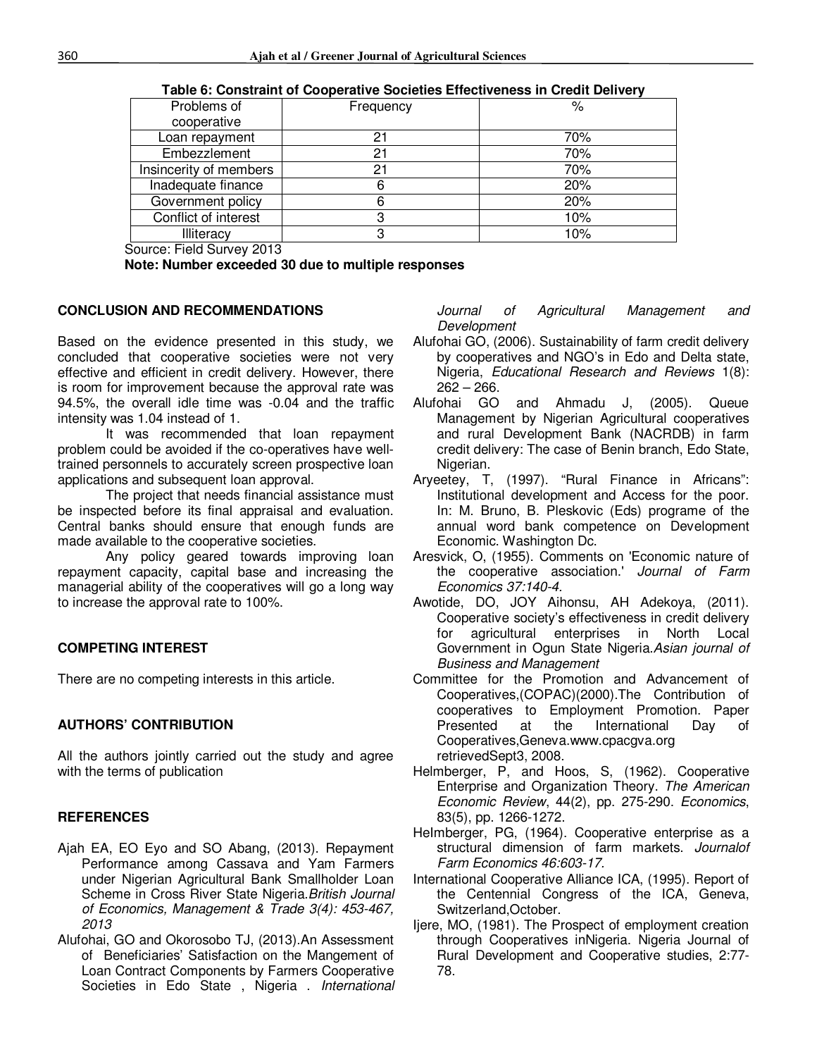**Table 6: Constraint of Cooperative Societies Effectiveness in Credit Delivery**

| Problems of cooperative | Frequency | % |
|---|---|---|
| Loan repayment | 21 | 70% |
| Embezzlement | 21 | 70% |
| Insincerity of members | 21 | 70% |
| Inadequate finance | 6 | 20% |
| Government policy | 6 | 20% |
| Conflict of interest | 3 | 10% |
| Illiteracy | 3 | 10% |

Source: Field Survey 2013

**Note: Number exceeded 30 due to multiple responses**

## CONCLUSION AND RECOMMENDATIONS

Based on the evidence presented in this study, we concluded that cooperative societies were not very effective and efficient in credit delivery. However, there is room for improvement because the approval rate was 94.5%, the overall idle time was -0.04 and the traffic intensity was 1.04 instead of 1.

It was recommended that loan repayment problem could be avoided if the co-operatives have well-trained personnels to accurately screen prospective loan applications and subsequent loan approval.

The project that needs financial assistance must be inspected before its final appraisal and evaluation. Central banks should ensure that enough funds are made available to the cooperative societies.

Any policy geared towards improving loan repayment capacity, capital base and increasing the managerial ability of the cooperatives will go a long way to increase the approval rate to 100%.

## COMPETING INTEREST

There are no competing interests in this article.

## AUTHORS' CONTRIBUTION

All the authors jointly carried out the study and agree with the terms of publication

## REFERENCES

Ajah EA, EO Eyo and SO Abang, (2013). Repayment Performance among Cassava and Yam Farmers under Nigerian Agricultural Bank Smallholder Loan Scheme in Cross River State Nigeria.*British Journal of Economics, Management & Trade 3(4): 453-467, 2013*

Alufohai, GO and Okorosobo TJ, (2013).An Assessment of Beneficiaries' Satisfaction on the Mangement of Loan Contract Components by Farmers Cooperative Societies in Edo State , Nigeria . *International Journal of Agricultural Management and Development*

Alufohai GO, (2006). Sustainability of farm credit delivery by cooperatives and NGO's in Edo and Delta state, Nigeria, *Educational Research and Reviews* 1(8): 262 – 266.

Alufohai GO and Ahmadu J, (2005). Queue Management by Nigerian Agricultural cooperatives and rural Development Bank (NACRDB) in farm credit delivery: The case of Benin branch, Edo State, Nigerian.

Aryeetey, T, (1997). "Rural Finance in Africans": Institutional development and Access for the poor. In: M. Bruno, B. Pleskovic (Eds) programe of the annual word bank competence on Development Economic. Washington Dc.

Aresvick, O, (1955). Comments on 'Economic nature of the cooperative association.' *Journal of Farm Economics 37:140-4.*

Awotide, DO, JOY Aihonsu, AH Adekoya, (2011). Cooperative society's effectiveness in credit delivery for agricultural enterprises in North Local Government in Ogun State Nigeria.*Asian journal of Business and Management*

Committee for the Promotion and Advancement of Cooperatives,(COPAC)(2000).The Contribution of cooperatives to Employment Promotion. Paper Presented at the International Day of Cooperatives,Geneva.www.cpacgva.org retrievedSept3, 2008.

Helmberger, P, and Hoos, S, (1962). Cooperative Enterprise and Organization Theory. *The American Economic Review*, 44(2), pp. 275-290. *Economics*, 83(5), pp. 1266-1272.

Helmberger, PG, (1964). Cooperative enterprise as a structural dimension of farm markets. *Journalof Farm Economics 46:603-17.*

International Cooperative Alliance ICA, (1995). Report of the Centennial Congress of the ICA, Geneva, Switzerland,October.

Ijere, MO, (1981). The Prospect of employment creation through Cooperatives inNigeria. Nigeria Journal of Rural Development and Cooperative studies, 2:77-78.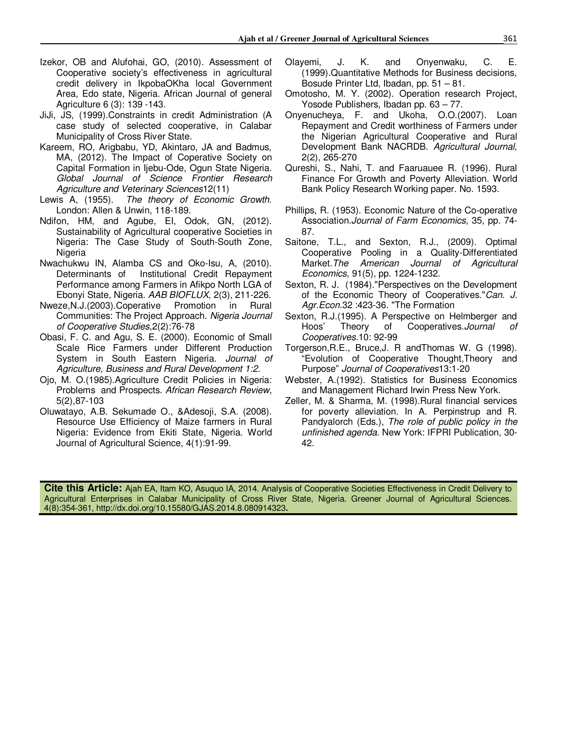Izekor, OB and Alufohai, GO, (2010). Assessment of Cooperative society's effectiveness in agricultural credit delivery in IkpobaOKha local Government Area, Edo state, Nigeria. African Journal of general Agriculture 6 (3): 139 -143.

JiJi, JS, (1999).Constraints in credit Administration (A case study of selected cooperative, in Calabar Municipality of Cross River State.

Kareem, RO, Arigbabu, YD, Akintaro, JA and Badmus, MA, (2012). The Impact of Coperative Society on Capital Formation in Ijebu-Ode, Ogun State Nigeria. *Global Journal of Science Frontier Research Agriculture and Veterinary Sciences*12(11)

Lewis A, (1955). *The theory of Economic Growth*. London: Allen & Unwin, 118-189.

Ndifon, HM, and Agube, EI, Odok, GN, (2012). Sustainability of Agricultural cooperative Societies in Nigeria: The Case Study of South-South Zone, Nigeria

Nwachukwu IN, Alamba CS and Oko-Isu, A, (2010). Determinants of Institutional Credit Repayment Performance among Farmers in Afikpo North LGA of Ebonyi State, Nigeria. *AAB BIOFLUX*, 2(3), 211-226.

Nweze,N.J.(2003).Coperative Promotion in Rural Communities: The Project Approach. *Nigeria Journal of Cooperative Studies*,2(2):76-78

Obasi, F. C. and Agu, S. E. (2000). Economic of Small Scale Rice Farmers under Different Production System in South Eastern Nigeria. *Journal of Agriculture, Business and Rural Development 1:2.*

Ojo, M. O.(1985).Agriculture Credit Policies in Nigeria: Problems and Prospects. *African Research Review,* 5(2),87-103

Oluwatayo, A.B. Sekumade O., &Adesoji, S.A. (2008). Resource Use Efficiency of Maize farmers in Rural Nigeria: Evidence from Ekiti State, Nigeria. World Journal of Agricultural Science, 4(1):91-99.

Olayemi, J. K. and Onyenwaku, C. E. (1999).Quantitative Methods for Business decisions, Bosude Printer Ltd, Ibadan, pp. 51 – 81.

Omotosho, M. Y. (2002). Operation research Project, Yosode Publishers, Ibadan pp. 63 – 77.

Onyenucheya, F. and Ukoha, O.O.(2007). Loan Repayment and Credit worthiness of Farmers under the Nigerian Agricultural Cooperative and Rural Development Bank NACRDB. *Agricultural Journal,* 2(2), 265-270

Qureshi, S., Nahi, T. and Faaruauee R. (1996). Rural Finance For Growth and Poverty Alleviation. World Bank Policy Research Working paper. No. 1593.

Phillips, R. (1953). Economic Nature of the Co-operative Association.*Journal of Farm Economics*, 35, pp. 74-87.

Saitone, T.L., and Sexton, R.J., (2009). Optimal Cooperative Pooling in a Quality-Differentiated Market.*The American Journal of Agricultural Economics*, 91(5), pp. 1224-1232.

Sexton, R. J. (1984)."Perspectives on the Development of the Economic Theory of Cooperatives."*Can. J. Agr.Econ.*32 :423-36. "The Formation

Sexton, R.J.(1995). A Perspective on Helmberger and Hoos' Theory of Cooperatives.*Journal of Cooperatives.*10: 92-99

Torgerson,R.E., Bruce,J. R andThomas W. G (1998). "Evolution of Cooperative Thought,Theory and Purpose" *Journal of Cooperatives*13:1-20

Webster, A.(1992). Statistics for Business Economics and Management Richard Irwin Press New York.

Zeller, M. & Sharma, M. (1998).Rural financial services for poverty alleviation. In A. Perpinstrup and R. Pandyalorch (Eds.), *The role of public policy in the unfinished agenda*. New York: IFPRI Publication, 30-42.

**Cite this Article:** Ajah EA, Itam KO, Asuquo IA, 2014. Analysis of Cooperative Societies Effectiveness in Credit Delivery to Agricultural Enterprises in Calabar Municipality of Cross River State, Nigeria. Greener Journal of Agricultural Sciences. 4(8):354-361, http://dx.doi.org/10.15580/GJAS.2014.8.080914323**.**